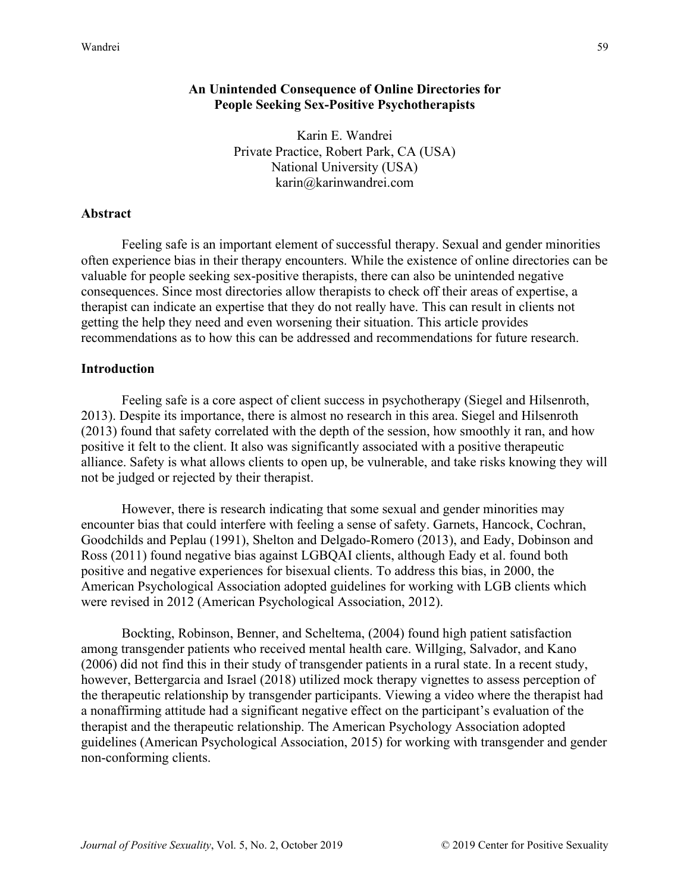# An Unintended Consequence of Online Directories for People Seeking Sex-Positive Psychotherapists

Karin E. Wandrei
Private Practice, Robert Park, CA (USA)
National University (USA)
karin@karinwandrei.com

## Abstract

Feeling safe is an important element of successful therapy. Sexual and gender minorities often experience bias in their therapy encounters. While the existence of online directories can be valuable for people seeking sex-positive therapists, there can also be unintended negative consequences. Since most directories allow therapists to check off their areas of expertise, a therapist can indicate an expertise that they do not really have. This can result in clients not getting the help they need and even worsening their situation. This article provides recommendations as to how this can be addressed and recommendations for future research.

## Introduction

Feeling safe is a core aspect of client success in psychotherapy (Siegel and Hilsenroth, 2013). Despite its importance, there is almost no research in this area. Siegel and Hilsenroth (2013) found that safety correlated with the depth of the session, how smoothly it ran, and how positive it felt to the client. It also was significantly associated with a positive therapeutic alliance. Safety is what allows clients to open up, be vulnerable, and take risks knowing they will not be judged or rejected by their therapist.

However, there is research indicating that some sexual and gender minorities may encounter bias that could interfere with feeling a sense of safety. Garnets, Hancock, Cochran, Goodchilds and Peplau (1991), Shelton and Delgado-Romero (2013), and Eady, Dobinson and Ross (2011) found negative bias against LGBQAI clients, although Eady et al. found both positive and negative experiences for bisexual clients. To address this bias, in 2000, the American Psychological Association adopted guidelines for working with LGB clients which were revised in 2012 (American Psychological Association, 2012).

Bockting, Robinson, Benner, and Scheltema, (2004) found high patient satisfaction among transgender patients who received mental health care. Willging, Salvador, and Kano (2006) did not find this in their study of transgender patients in a rural state. In a recent study, however, Bettergarcia and Israel (2018) utilized mock therapy vignettes to assess perception of the therapeutic relationship by transgender participants. Viewing a video where the therapist had a nonaffirming attitude had a significant negative effect on the participant's evaluation of the therapist and the therapeutic relationship. The American Psychology Association adopted guidelines (American Psychological Association, 2015) for working with transgender and gender non-conforming clients.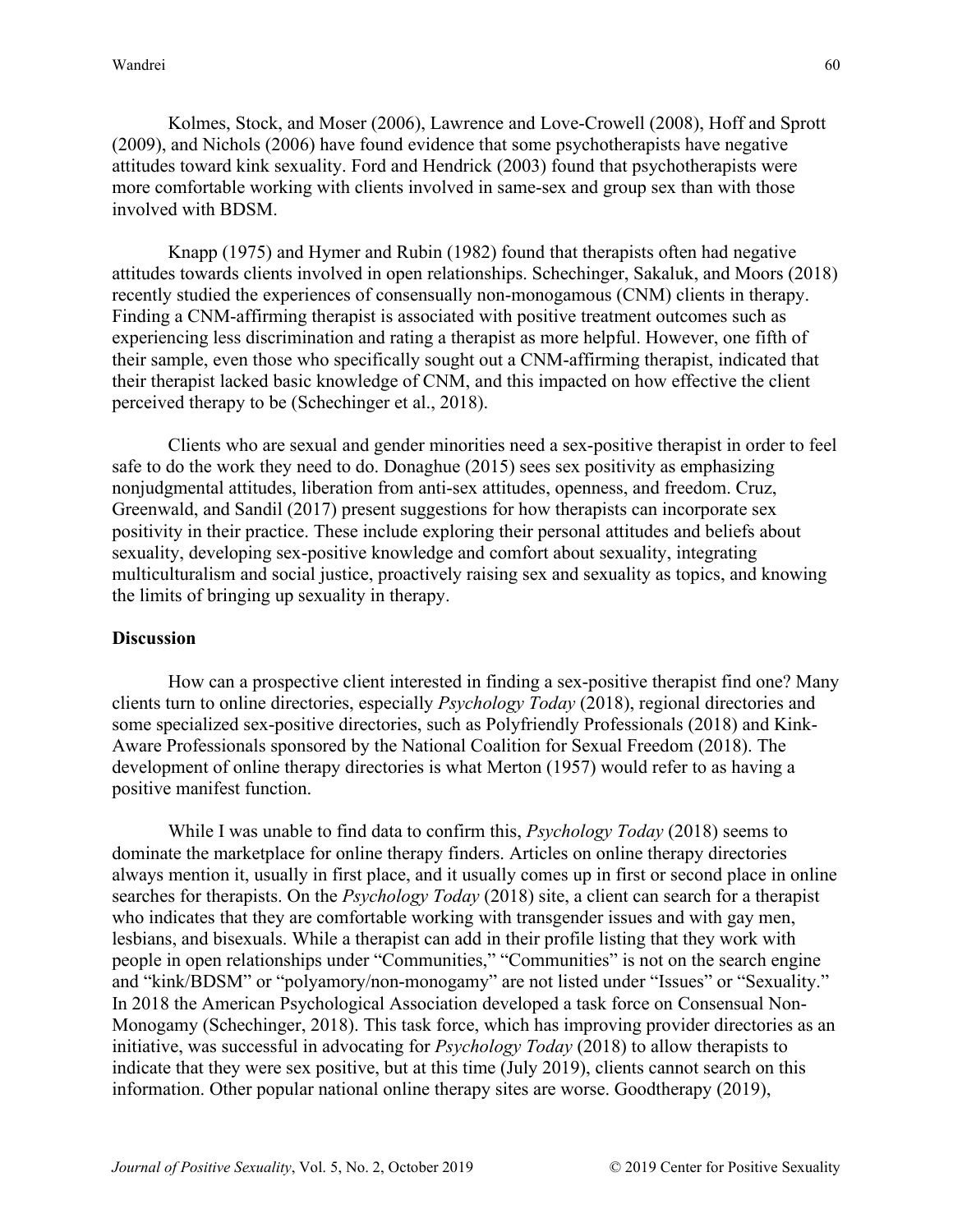Kolmes, Stock, and Moser (2006), Lawrence and Love-Crowell (2008), Hoff and Sprott (2009), and Nichols (2006) have found evidence that some psychotherapists have negative attitudes toward kink sexuality. Ford and Hendrick (2003) found that psychotherapists were more comfortable working with clients involved in same-sex and group sex than with those involved with BDSM.

Knapp (1975) and Hymer and Rubin (1982) found that therapists often had negative attitudes towards clients involved in open relationships. Schechinger, Sakaluk, and Moors (2018) recently studied the experiences of consensually non-monogamous (CNM) clients in therapy. Finding a CNM-affirming therapist is associated with positive treatment outcomes such as experiencing less discrimination and rating a therapist as more helpful. However, one fifth of their sample, even those who specifically sought out a CNM-affirming therapist, indicated that their therapist lacked basic knowledge of CNM, and this impacted on how effective the client perceived therapy to be (Schechinger et al., 2018).

Clients who are sexual and gender minorities need a sex-positive therapist in order to feel safe to do the work they need to do. Donaghue (2015) sees sex positivity as emphasizing nonjudgmental attitudes, liberation from anti-sex attitudes, openness, and freedom. Cruz, Greenwald, and Sandil (2017) present suggestions for how therapists can incorporate sex positivity in their practice. These include exploring their personal attitudes and beliefs about sexuality, developing sex-positive knowledge and comfort about sexuality, integrating multiculturalism and social justice, proactively raising sex and sexuality as topics, and knowing the limits of bringing up sexuality in therapy.

## Discussion

How can a prospective client interested in finding a sex-positive therapist find one? Many clients turn to online directories, especially *Psychology Today* (2018), regional directories and some specialized sex-positive directories, such as Polyfriendly Professionals (2018) and Kink-Aware Professionals sponsored by the National Coalition for Sexual Freedom (2018). The development of online therapy directories is what Merton (1957) would refer to as having a positive manifest function.

While I was unable to find data to confirm this, *Psychology Today* (2018) seems to dominate the marketplace for online therapy finders. Articles on online therapy directories always mention it, usually in first place, and it usually comes up in first or second place in online searches for therapists. On the *Psychology Today* (2018) site, a client can search for a therapist who indicates that they are comfortable working with transgender issues and with gay men, lesbians, and bisexuals. While a therapist can add in their profile listing that they work with people in open relationships under "Communities," "Communities" is not on the search engine and "kink/BDSM" or "polyamory/non-monogamy" are not listed under "Issues" or "Sexuality." In 2018 the American Psychological Association developed a task force on Consensual Non-Monogamy (Schechinger, 2018). This task force, which has improving provider directories as an initiative, was successful in advocating for *Psychology Today* (2018) to allow therapists to indicate that they were sex positive, but at this time (July 2019), clients cannot search on this information. Other popular national online therapy sites are worse. Goodtherapy (2019),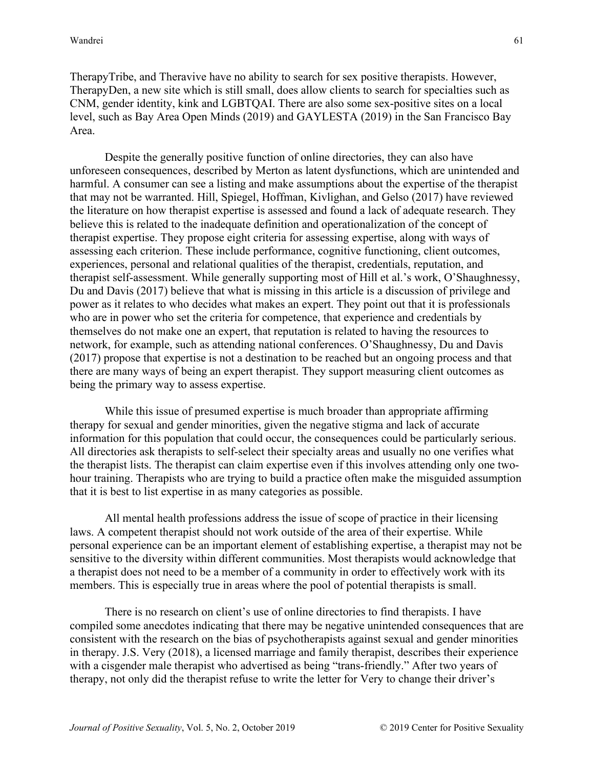TherapyTribe, and Theravive have no ability to search for sex positive therapists. However, TherapyDen, a new site which is still small, does allow clients to search for specialties such as CNM, gender identity, kink and LGBTQAI. There are also some sex-positive sites on a local level, such as Bay Area Open Minds (2019) and GAYLESTA (2019) in the San Francisco Bay Area.

Despite the generally positive function of online directories, they can also have unforeseen consequences, described by Merton as latent dysfunctions, which are unintended and harmful. A consumer can see a listing and make assumptions about the expertise of the therapist that may not be warranted. Hill, Spiegel, Hoffman, Kivlighan, and Gelso (2017) have reviewed the literature on how therapist expertise is assessed and found a lack of adequate research. They believe this is related to the inadequate definition and operationalization of the concept of therapist expertise. They propose eight criteria for assessing expertise, along with ways of assessing each criterion. These include performance, cognitive functioning, client outcomes, experiences, personal and relational qualities of the therapist, credentials, reputation, and therapist self-assessment. While generally supporting most of Hill et al.'s work, O'Shaughnessy, Du and Davis (2017) believe that what is missing in this article is a discussion of privilege and power as it relates to who decides what makes an expert. They point out that it is professionals who are in power who set the criteria for competence, that experience and credentials by themselves do not make one an expert, that reputation is related to having the resources to network, for example, such as attending national conferences. O'Shaughnessy, Du and Davis (2017) propose that expertise is not a destination to be reached but an ongoing process and that there are many ways of being an expert therapist. They support measuring client outcomes as being the primary way to assess expertise.

While this issue of presumed expertise is much broader than appropriate affirming therapy for sexual and gender minorities, given the negative stigma and lack of accurate information for this population that could occur, the consequences could be particularly serious. All directories ask therapists to self-select their specialty areas and usually no one verifies what the therapist lists. The therapist can claim expertise even if this involves attending only one two-hour training. Therapists who are trying to build a practice often make the misguided assumption that it is best to list expertise in as many categories as possible.

All mental health professions address the issue of scope of practice in their licensing laws. A competent therapist should not work outside of the area of their expertise. While personal experience can be an important element of establishing expertise, a therapist may not be sensitive to the diversity within different communities. Most therapists would acknowledge that a therapist does not need to be a member of a community in order to effectively work with its members. This is especially true in areas where the pool of potential therapists is small.

There is no research on client's use of online directories to find therapists. I have compiled some anecdotes indicating that there may be negative unintended consequences that are consistent with the research on the bias of psychotherapists against sexual and gender minorities in therapy. J.S. Very (2018), a licensed marriage and family therapist, describes their experience with a cisgender male therapist who advertised as being "trans-friendly." After two years of therapy, not only did the therapist refuse to write the letter for Very to change their driver's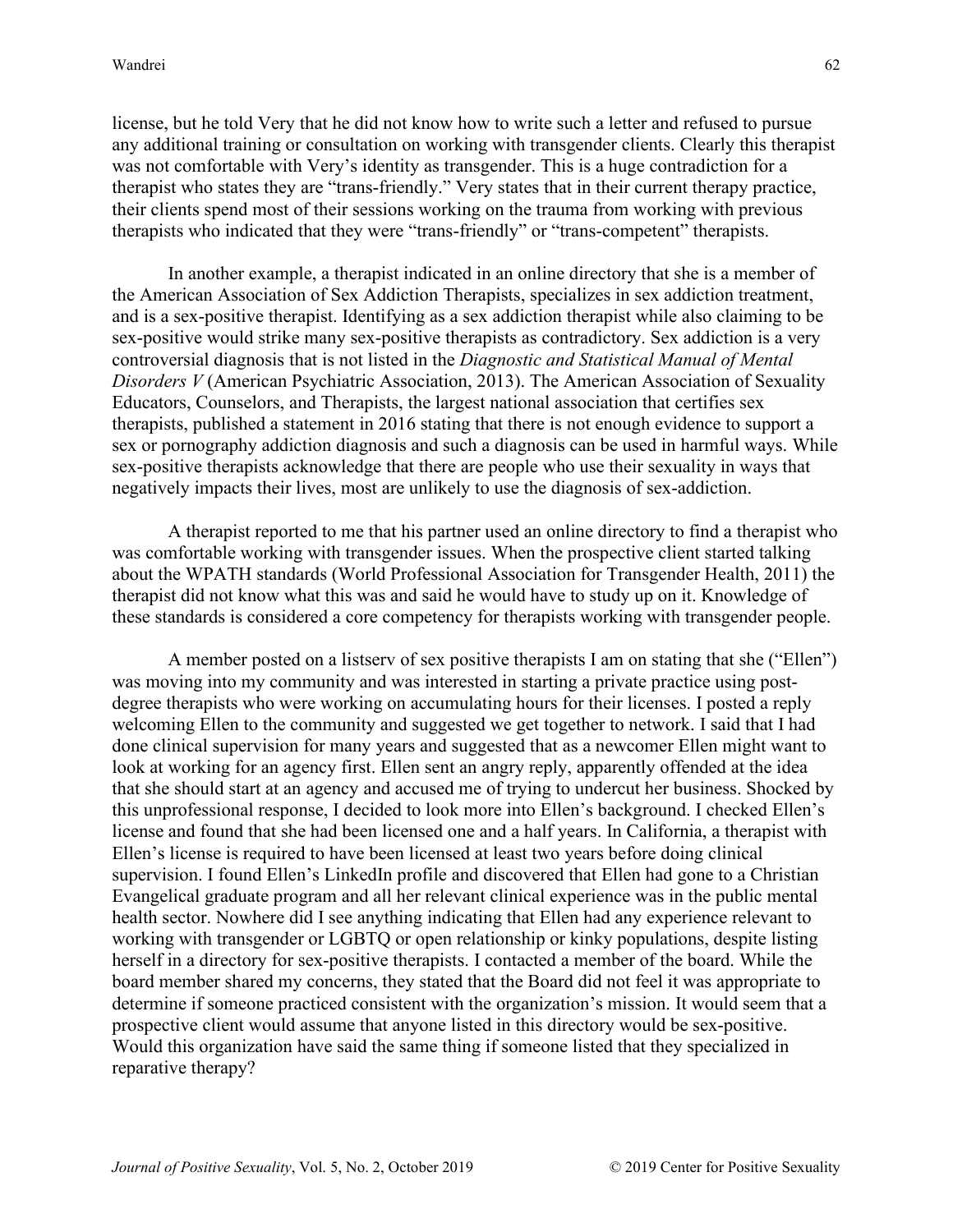license, but he told Very that he did not know how to write such a letter and refused to pursue any additional training or consultation on working with transgender clients. Clearly this therapist was not comfortable with Very's identity as transgender. This is a huge contradiction for a therapist who states they are "trans-friendly." Very states that in their current therapy practice, their clients spend most of their sessions working on the trauma from working with previous therapists who indicated that they were "trans-friendly" or "trans-competent" therapists.

In another example, a therapist indicated in an online directory that she is a member of the American Association of Sex Addiction Therapists, specializes in sex addiction treatment, and is a sex-positive therapist. Identifying as a sex addiction therapist while also claiming to be sex-positive would strike many sex-positive therapists as contradictory. Sex addiction is a very controversial diagnosis that is not listed in the *Diagnostic and Statistical Manual of Mental Disorders V* (American Psychiatric Association, 2013). The American Association of Sexuality Educators, Counselors, and Therapists, the largest national association that certifies sex therapists, published a statement in 2016 stating that there is not enough evidence to support a sex or pornography addiction diagnosis and such a diagnosis can be used in harmful ways. While sex-positive therapists acknowledge that there are people who use their sexuality in ways that negatively impacts their lives, most are unlikely to use the diagnosis of sex-addiction.

A therapist reported to me that his partner used an online directory to find a therapist who was comfortable working with transgender issues. When the prospective client started talking about the WPATH standards (World Professional Association for Transgender Health, 2011) the therapist did not know what this was and said he would have to study up on it. Knowledge of these standards is considered a core competency for therapists working with transgender people.

A member posted on a listserv of sex positive therapists I am on stating that she ("Ellen") was moving into my community and was interested in starting a private practice using post-degree therapists who were working on accumulating hours for their licenses. I posted a reply welcoming Ellen to the community and suggested we get together to network. I said that I had done clinical supervision for many years and suggested that as a newcomer Ellen might want to look at working for an agency first. Ellen sent an angry reply, apparently offended at the idea that she should start at an agency and accused me of trying to undercut her business. Shocked by this unprofessional response, I decided to look more into Ellen's background. I checked Ellen's license and found that she had been licensed one and a half years. In California, a therapist with Ellen's license is required to have been licensed at least two years before doing clinical supervision. I found Ellen's LinkedIn profile and discovered that Ellen had gone to a Christian Evangelical graduate program and all her relevant clinical experience was in the public mental health sector. Nowhere did I see anything indicating that Ellen had any experience relevant to working with transgender or LGBTQ or open relationship or kinky populations, despite listing herself in a directory for sex-positive therapists. I contacted a member of the board. While the board member shared my concerns, they stated that the Board did not feel it was appropriate to determine if someone practiced consistent with the organization's mission. It would seem that a prospective client would assume that anyone listed in this directory would be sex-positive. Would this organization have said the same thing if someone listed that they specialized in reparative therapy?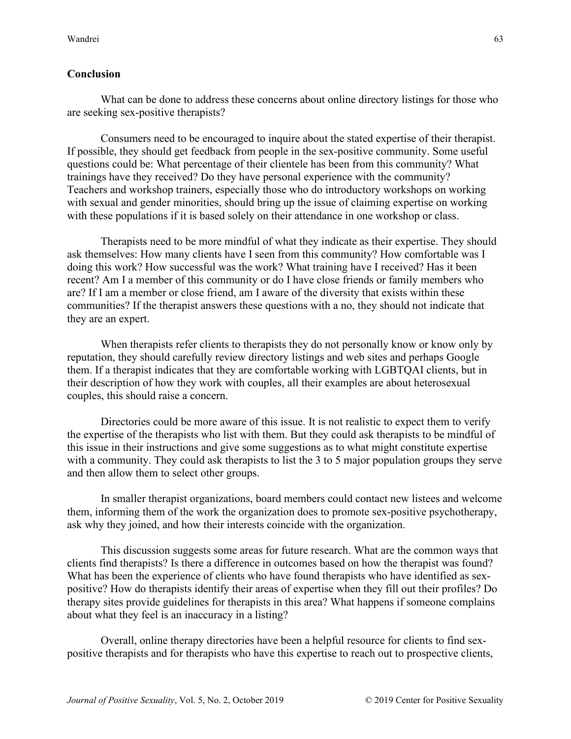## Conclusion

What can be done to address these concerns about online directory listings for those who are seeking sex-positive therapists?

Consumers need to be encouraged to inquire about the stated expertise of their therapist. If possible, they should get feedback from people in the sex-positive community. Some useful questions could be: What percentage of their clientele has been from this community? What trainings have they received? Do they have personal experience with the community? Teachers and workshop trainers, especially those who do introductory workshops on working with sexual and gender minorities, should bring up the issue of claiming expertise on working with these populations if it is based solely on their attendance in one workshop or class.

Therapists need to be more mindful of what they indicate as their expertise. They should ask themselves: How many clients have I seen from this community? How comfortable was I doing this work? How successful was the work? What training have I received? Has it been recent? Am I a member of this community or do I have close friends or family members who are? If I am a member or close friend, am I aware of the diversity that exists within these communities? If the therapist answers these questions with a no, they should not indicate that they are an expert.

When therapists refer clients to therapists they do not personally know or know only by reputation, they should carefully review directory listings and web sites and perhaps Google them. If a therapist indicates that they are comfortable working with LGBTQAI clients, but in their description of how they work with couples, all their examples are about heterosexual couples, this should raise a concern.

Directories could be more aware of this issue. It is not realistic to expect them to verify the expertise of the therapists who list with them. But they could ask therapists to be mindful of this issue in their instructions and give some suggestions as to what might constitute expertise with a community. They could ask therapists to list the 3 to 5 major population groups they serve and then allow them to select other groups.

In smaller therapist organizations, board members could contact new listees and welcome them, informing them of the work the organization does to promote sex-positive psychotherapy, ask why they joined, and how their interests coincide with the organization.

This discussion suggests some areas for future research. What are the common ways that clients find therapists? Is there a difference in outcomes based on how the therapist was found? What has been the experience of clients who have found therapists who have identified as sex-positive? How do therapists identify their areas of expertise when they fill out their profiles? Do therapy sites provide guidelines for therapists in this area? What happens if someone complains about what they feel is an inaccuracy in a listing?

Overall, online therapy directories have been a helpful resource for clients to find sex-positive therapists and for therapists who have this expertise to reach out to prospective clients,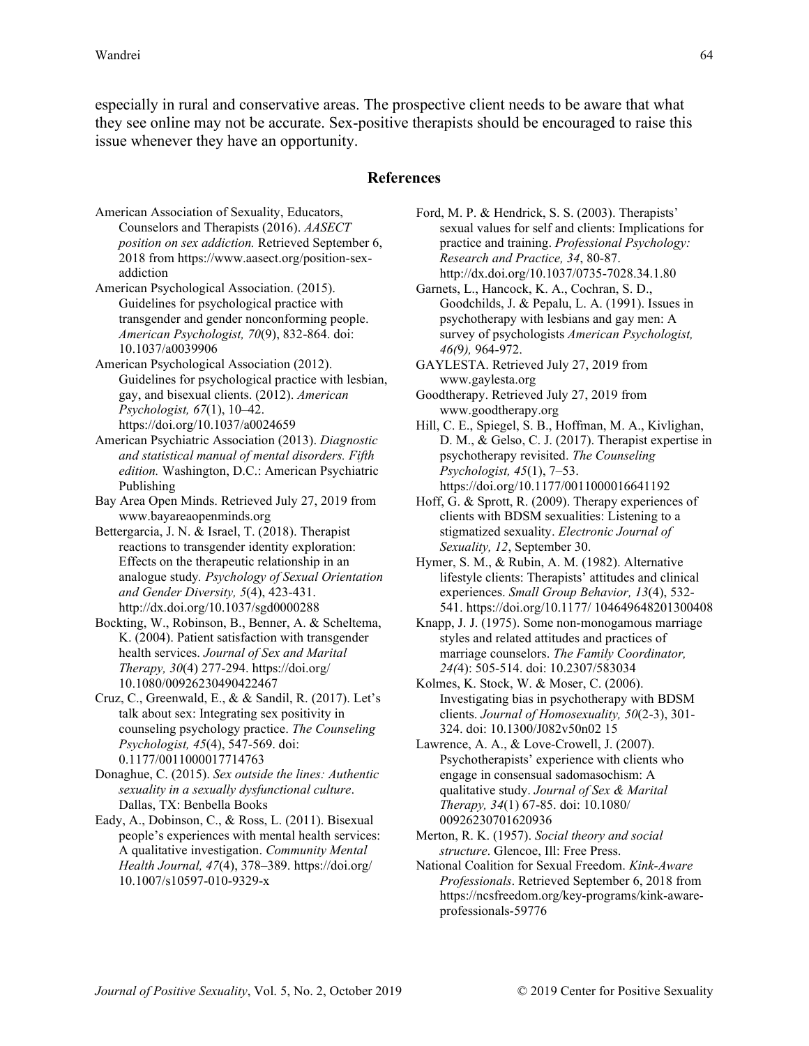especially in rural and conservative areas. The prospective client needs to be aware that what they see online may not be accurate. Sex-positive therapists should be encouraged to raise this issue whenever they have an opportunity.

## References

American Association of Sexuality, Educators, Counselors and Therapists (2016). *AASECT position on sex addiction.* Retrieved September 6, 2018 from https://www.aasect.org/position-sex-addiction

American Psychological Association. (2015). Guidelines for psychological practice with transgender and gender nonconforming people. *American Psychologist, 70*(9), 832-864. doi: 10.1037/a0039906

American Psychological Association (2012). Guidelines for psychological practice with lesbian, gay, and bisexual clients. (2012). *American Psychologist, 67*(1), 10–42. https://doi.org/10.1037/a0024659

American Psychiatric Association (2013). *Diagnostic and statistical manual of mental disorders. Fifth edition.* Washington, D.C.: American Psychiatric Publishing

Bay Area Open Minds. Retrieved July 27, 2019 from www.bayareaopenminds.org

Bettergarcia, J. N. & Israel, T. (2018). Therapist reactions to transgender identity exploration: Effects on the therapeutic relationship in an analogue study*. Psychology of Sexual Orientation and Gender Diversity, 5*(4), 423-431. http://dx.doi.org/10.1037/sgd0000288

Bockting, W., Robinson, B., Benner, A. & Scheltema, K. (2004). Patient satisfaction with transgender health services. *Journal of Sex and Marital Therapy, 30*(4) 277-294. https://doi.org/ 10.1080/00926230490422467

Cruz, C., Greenwald, E., & & Sandil, R. (2017). Let's talk about sex: Integrating sex positivity in counseling psychology practice. *The Counseling Psychologist, 45*(4), 547-569. doi: 0.1177/0011000017714763

Donaghue, C. (2015). *Sex outside the lines: Authentic sexuality in a sexually dysfunctional culture*. Dallas, TX: Benbella Books

Eady, A., Dobinson, C., & Ross, L. (2011). Bisexual people's experiences with mental health services: A qualitative investigation. *Community Mental Health Journal, 47*(4), 378–389. https://doi.org/ 10.1007/s10597-010-9329-x

Ford, M. P. & Hendrick, S. S. (2003). Therapists' sexual values for self and clients: Implications for practice and training. *Professional Psychology: Research and Practice, 34*, 80-87. http://dx.doi.org/10.1037/0735-7028.34.1.80

Garnets, L., Hancock, K. A., Cochran, S. D., Goodchilds, J. & Pepalu, L. A. (1991). Issues in psychotherapy with lesbians and gay men: A survey of psychologists *American Psychologist, 46(*9*),* 964-972.

GAYLESTA. Retrieved July 27, 2019 from www.gaylesta.org

Goodtherapy. Retrieved July 27, 2019 from www.goodtherapy.org

Hill, C. E., Spiegel, S. B., Hoffman, M. A., Kivlighan, D. M., & Gelso, C. J. (2017). Therapist expertise in psychotherapy revisited. *The Counseling Psychologist, 45*(1), 7–53. https://doi.org/10.1177/0011000016641192

Hoff, G. & Sprott, R. (2009). Therapy experiences of clients with BDSM sexualities: Listening to a stigmatized sexuality. *Electronic Journal of Sexuality, 12*, September 30.

Hymer, S. M., & Rubin, A. M. (1982). Alternative lifestyle clients: Therapists' attitudes and clinical experiences. *Small Group Behavior, 13*(4), 532-541. https://doi.org/10.1177/ 104649648201300408

Knapp, J. J. (1975). Some non-monogamous marriage styles and related attitudes and practices of marriage counselors. *The Family Coordinator, 24(*4): 505-514. doi: 10.2307/583034

Kolmes, K. Stock, W. & Moser, C. (2006). Investigating bias in psychotherapy with BDSM clients. *Journal of Homosexuality, 50*(2-3), 301-324. doi: 10.1300/J082v50n02 15

Lawrence, A. A., & Love-Crowell, J. (2007). Psychotherapists' experience with clients who engage in consensual sadomasochism: A qualitative study. *Journal of Sex & Marital Therapy, 34*(1) 67-85. doi: 10.1080/ 00926230701620936

Merton, R. K. (1957). *Social theory and social structure*. Glencoe, Ill: Free Press.

National Coalition for Sexual Freedom. *Kink-Aware Professionals*. Retrieved September 6, 2018 from https://ncsfreedom.org/key-programs/kink-aware-professionals-59776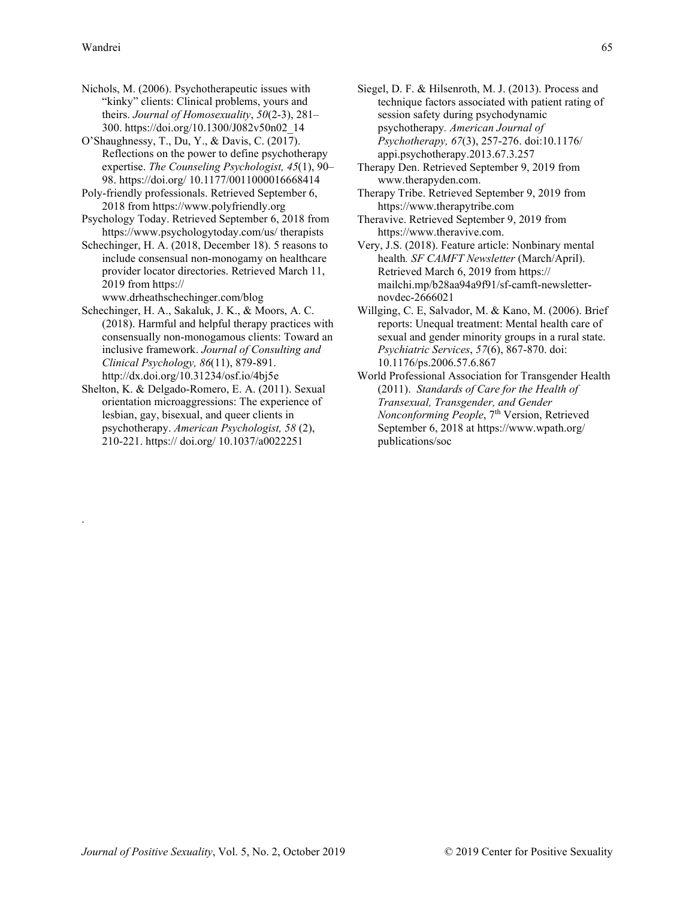Nichols, M. (2006). Psychotherapeutic issues with "kinky" clients: Clinical problems, yours and theirs. *Journal of Homosexuality*, *50*(2-3), 281–300. https://doi.org/10.1300/J082v50n02_14

O'Shaughnessy, T., Du, Y., & Davis, C. (2017). Reflections on the power to define psychotherapy expertise. *The Counseling Psychologist, 45*(1), 90–98. https://doi.org/ 10.1177/0011000016668414

Poly-friendly professionals. Retrieved September 6, 2018 from https://www.polyfriendly.org

Psychology Today. Retrieved September 6, 2018 from https://www.psychologytoday.com/us/ therapists

Schechinger, H. A. (2018, December 18). 5 reasons to include consensual non-monogamy on healthcare provider locator directories. Retrieved March 11, 2019 from https:// www.drheathschechinger.com/blog

Schechinger, H. A., Sakaluk, J. K., & Moors, A. C. (2018). Harmful and helpful therapy practices with consensually non-monogamous clients: Toward an inclusive framework. *Journal of Consulting and Clinical Psychology, 86*(11), 879-891. http://dx.doi.org/10.31234/osf.io/4bj5e

Shelton, K. & Delgado-Romero, E. A. (2011). Sexual orientation microaggressions: The experience of lesbian, gay, bisexual, and queer clients in psychotherapy. *American Psychologist, 58* (2), 210-221. https:// doi.org/ 10.1037/a0022251

Siegel, D. F. & Hilsenroth, M. J. (2013). Process and technique factors associated with patient rating of session safety during psychodynamic psychotherapy. *American Journal of Psychotherapy, 67*(3), 257-276. doi:10.1176/ appi.psychotherapy.2013.67.3.257

Therapy Den. Retrieved September 9, 2019 from www.therapyden.com.

Therapy Tribe. Retrieved September 9, 2019 from https://www.therapytribe.com

Theravive. Retrieved September 9, 2019 from https://www.theravive.com.

Very, J.S. (2018). Feature article: Nonbinary mental health. *SF CAMFT Newsletter* (March/April). Retrieved March 6, 2019 from https:// mailchi.mp/b28aa94a9f91/sf-camft-newsletter-novdec-2666021

Willging, C. E, Salvador, M. & Kano, M. (2006). Brief reports: Unequal treatment: Mental health care of sexual and gender minority groups in a rural state. *Psychiatric Services*, *57*(6), 867-870. doi: 10.1176/ps.2006.57.6.867

World Professional Association for Transgender Health (2011). *Standards of Care for the Health of Transexual, Transgender, and Gender Nonconforming People*, 7th Version, Retrieved September 6, 2018 at https://www.wpath.org/ publications/soc

.